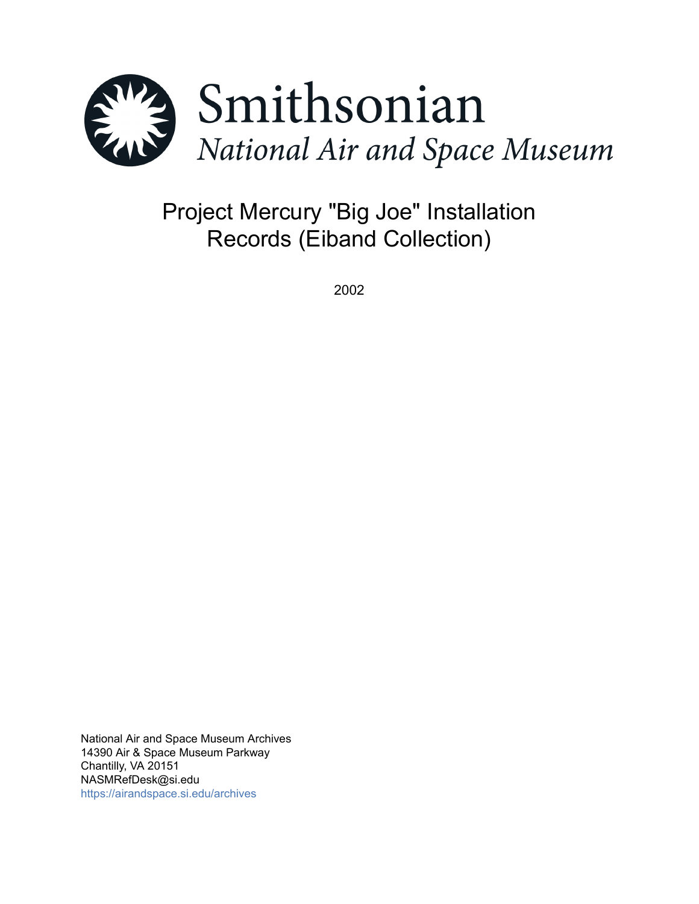Smithsonian

*National Air and Space Museum*

# Project Mercury "Big Joe" Installation Records (Eiband Collection)

2002

National Air and Space Museum Archives
14390 Air & Space Museum Parkway
Chantilly, VA 20151
NASMRefDesk@si.edu
https://airandspace.si.edu/archives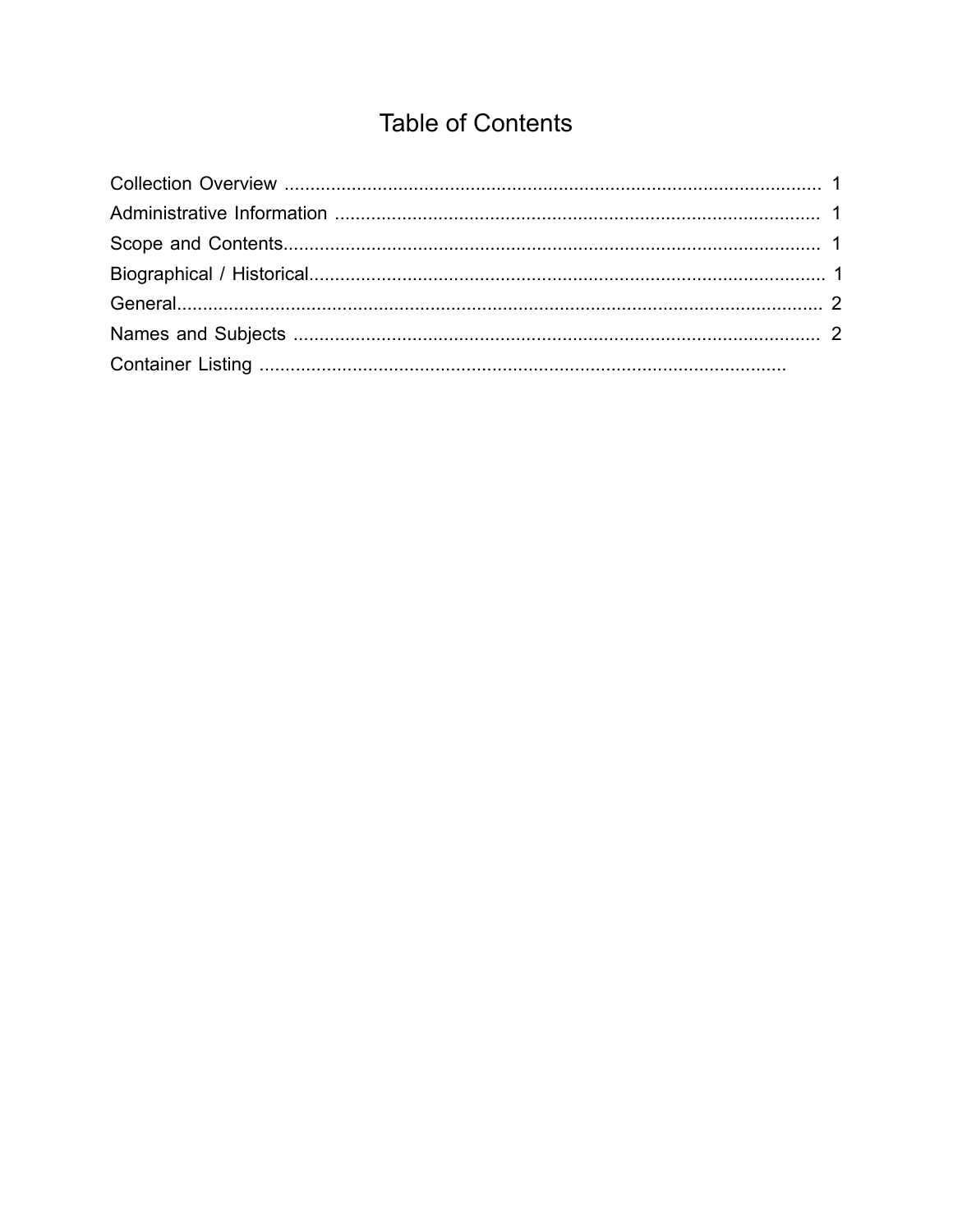# Table of Contents

Collection Overview ........................................................................................................ 1
Administrative Information ............................................................................................. 1
Scope and Contents....................................................................................................... 1
Biographical / Historical.................................................................................................. 1
General............................................................................................................................ 2
Names and Subjects ..................................................................................................... 2
Container Listing ......................................................................................................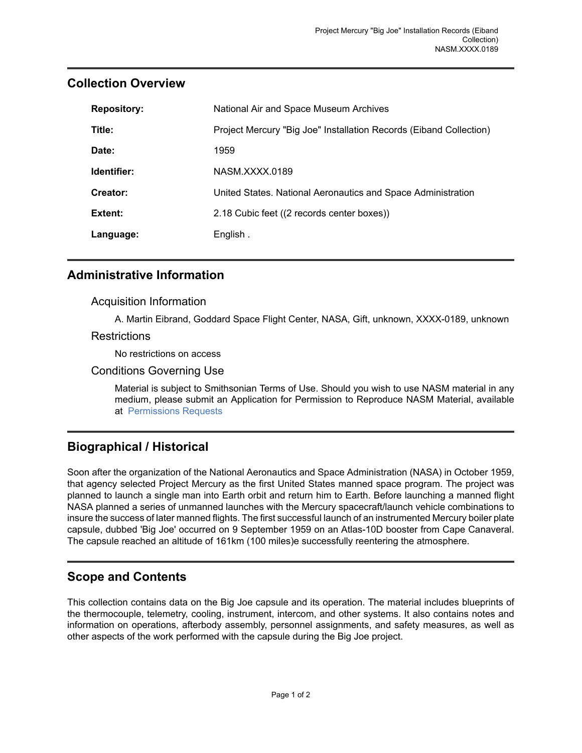## Collection Overview

| | |
|---|---|
| **Repository:** | National Air and Space Museum Archives |
| **Title:** | Project Mercury "Big Joe" Installation Records (Eiband Collection) |
| **Date:** | 1959 |
| **Identifier:** | NASM.XXXX.0189 |
| **Creator:** | United States. National Aeronautics and Space Administration |
| **Extent:** | 2.18 Cubic feet ((2 records center boxes)) |
| **Language:** | English . |

## Administrative Information

### Acquisition Information

A. Martin Eibrand, Goddard Space Flight Center, NASA, Gift, unknown, XXXX-0189, unknown

### Restrictions

No restrictions on access

### Conditions Governing Use

Material is subject to Smithsonian Terms of Use. Should you wish to use NASM material in any medium, please submit an Application for Permission to Reproduce NASM Material, available at Permissions Requests

## Biographical / Historical

Soon after the organization of the National Aeronautics and Space Administration (NASA) in October 1959, that agency selected Project Mercury as the first United States manned space program. The project was planned to launch a single man into Earth orbit and return him to Earth. Before launching a manned flight NASA planned a series of unmanned launches with the Mercury spacecraft/launch vehicle combinations to insure the success of later manned flights. The first successful launch of an instrumented Mercury boiler plate capsule, dubbed 'Big Joe' occurred on 9 September 1959 on an Atlas-10D booster from Cape Canaveral. The capsule reached an altitude of 161km (100 miles)e successfully reentering the atmosphere.

## Scope and Contents

This collection contains data on the Big Joe capsule and its operation. The material includes blueprints of the thermocouple, telemetry, cooling, instrument, intercom, and other systems. It also contains notes and information on operations, afterbody assembly, personnel assignments, and safety measures, as well as other aspects of the work performed with the capsule during the Big Joe project.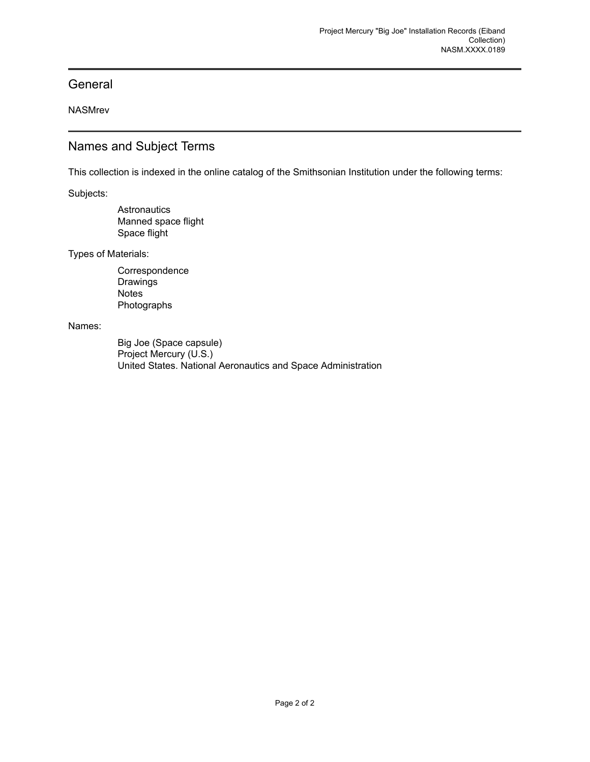## General

NASMrev

## Names and Subject Terms

This collection is indexed in the online catalog of the Smithsonian Institution under the following terms:

Subjects:

- Astronautics
- Manned space flight
- Space flight

Types of Materials:

- Correspondence
- Drawings
- Notes
- Photographs

Names:

- Big Joe (Space capsule)
- Project Mercury (U.S.)
- United States. National Aeronautics and Space Administration